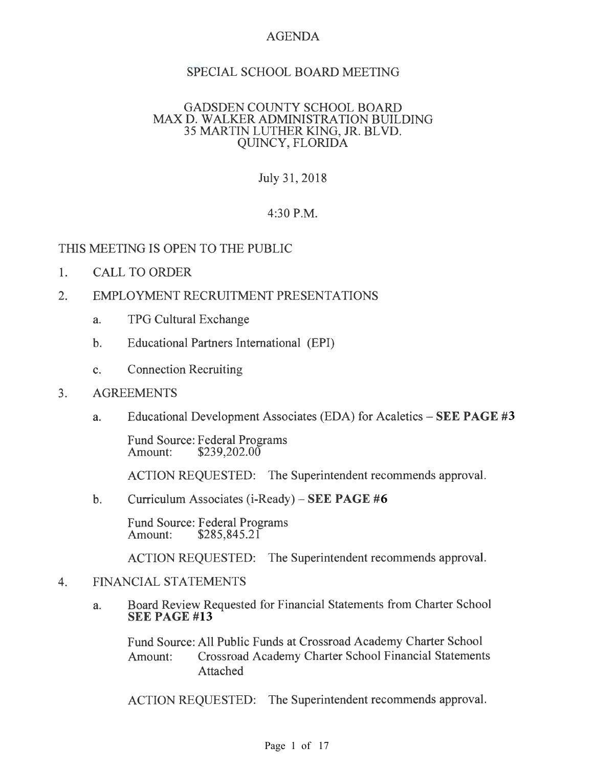# AGENDA

## SPECIAL SCHOOL BOARD MEETING

GADSDEN COUNTY SCHOOL BOARD
MAX D. WALKER ADMINISTRATION BUILDING
35 MARTIN LUTHER KING, JR. BLVD.
QUINCY, FLORIDA

July 31, 2018

4:30 P.M.

THIS MEETING IS OPEN TO THE PUBLIC

1. CALL TO ORDER

2. EMPLOYMENT RECRUITMENT PRESENTATIONS

   a. TPG Cultural Exchange

   b. Educational Partners International (EPI)

   c. Connection Recruiting

3. AGREEMENTS

   a. Educational Development Associates (EDA) for Acaletics – **SEE PAGE #3**

      Fund Source: Federal Programs
      Amount: $239,202.00

      ACTION REQUESTED: The Superintendent recommends approval.

   b. Curriculum Associates (i-Ready) – **SEE PAGE #6**

      Fund Source: Federal Programs
      Amount: $285,845.21

      ACTION REQUESTED: The Superintendent recommends approval.

4. FINANCIAL STATEMENTS

   a. Board Review Requested for Financial Statements from Charter School **SEE PAGE #13**

      Fund Source: All Public Funds at Crossroad Academy Charter School
      Amount: Crossroad Academy Charter School Financial Statements Attached

      ACTION REQUESTED: The Superintendent recommends approval.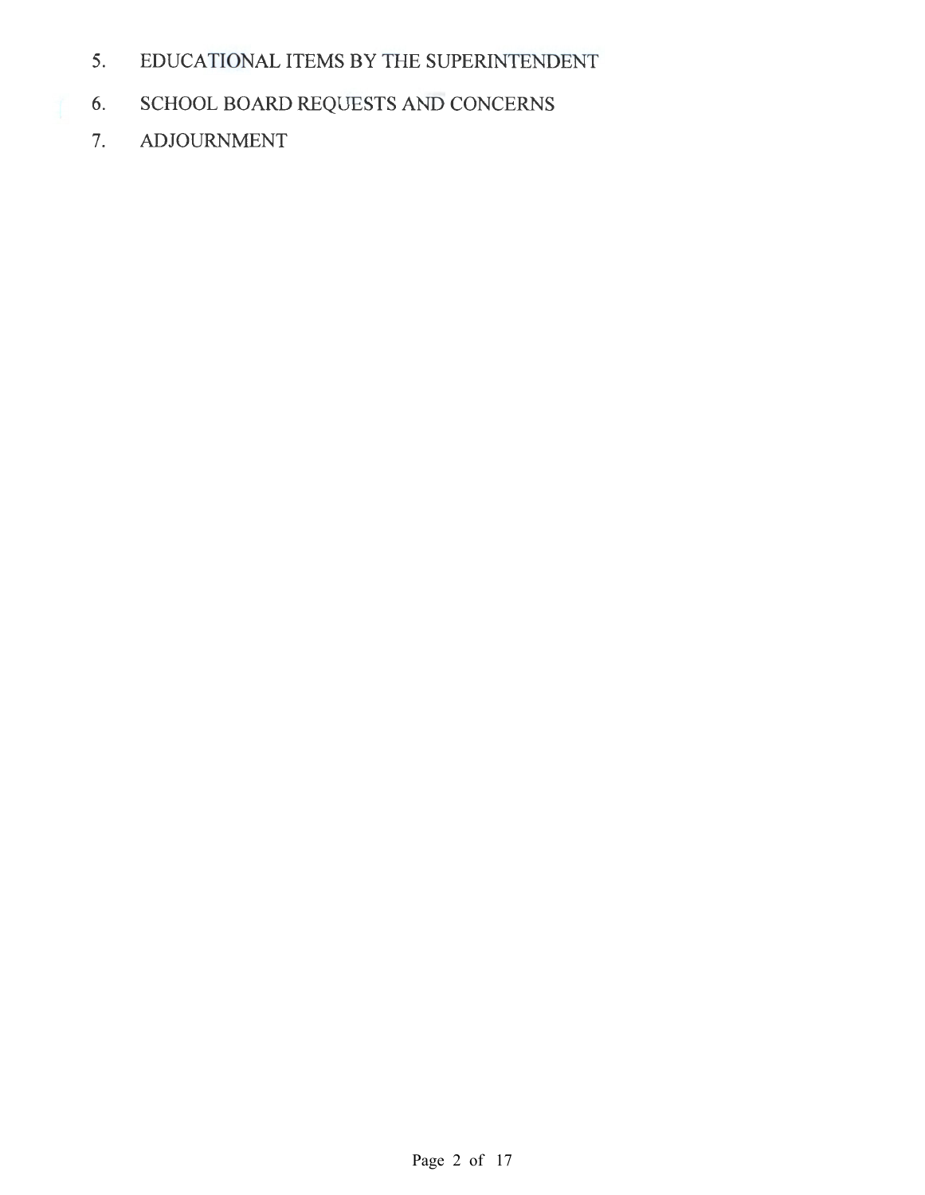5. EDUCATIONAL ITEMS BY THE SUPERINTENDENT
6. SCHOOL BOARD REQUESTS AND CONCERNS
7. ADJOURNMENT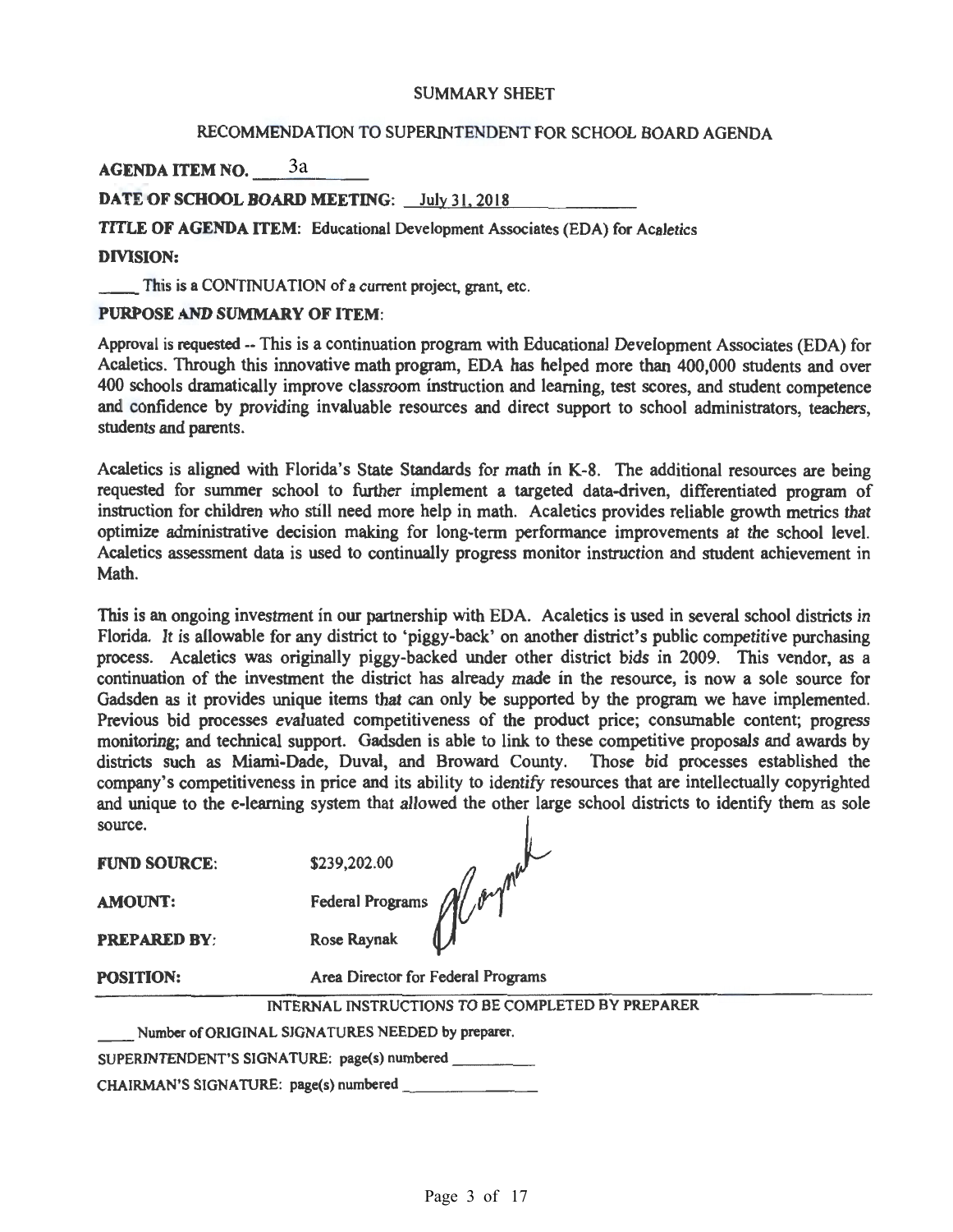SUMMARY SHEET

RECOMMENDATION TO SUPERINTENDENT FOR SCHOOL BOARD AGENDA

**AGENDA ITEM NO.** 3a

**DATE OF SCHOOL BOARD MEETING:** July 31, 2018

**TITLE OF AGENDA ITEM:** Educational Development Associates (EDA) for Acaletics

**DIVISION:**

____ This is a CONTINUATION of a current project, grant, etc.

**PURPOSE AND SUMMARY OF ITEM:**

Approval is requested -- This is a continuation program with Educational Development Associates (EDA) for Acaletics. Through this innovative math program, EDA has helped more than 400,000 students and over 400 schools dramatically improve classroom instruction and learning, test scores, and student competence and confidence by providing invaluable resources and direct support to school administrators, teachers, students and parents.

Acaletics is aligned with Florida's State Standards for math in K-8. The additional resources are being requested for summer school to further implement a targeted data-driven, differentiated program of instruction for children who still need more help in math. Acaletics provides reliable growth metrics that optimize administrative decision making for long-term performance improvements at the school level. Acaletics assessment data is used to continually progress monitor instruction and student achievement in Math.

This is an ongoing investment in our partnership with EDA. Acaletics is used in several school districts in Florida. It is allowable for any district to 'piggy-back' on another district's public competitive purchasing process. Acaletics was originally piggy-backed under other district bids in 2009. This vendor, as a continuation of the investment the district has already made in the resource, is now a sole source for Gadsden as it provides unique items that can only be supported by the program we have implemented. Previous bid processes evaluated competitiveness of the product price; consumable content; progress monitoring; and technical support. Gadsden is able to link to these competitive proposals and awards by districts such as Miami-Dade, Duval, and Broward County. Those bid processes established the company's competitiveness in price and its ability to identify resources that are intellectually copyrighted and unique to the e-learning system that allowed the other large school districts to identify them as sole source.

**FUND SOURCE:** $239,202.00

**AMOUNT:** Federal Programs

**PREPARED BY:** Rose Raynak

**POSITION:** Area Director for Federal Programs

INTERNAL INSTRUCTIONS TO BE COMPLETED BY PREPARER

____ Number of ORIGINAL SIGNATURES NEEDED by preparer.

SUPERINTENDENT'S SIGNATURE: page(s) numbered ________

CHAIRMAN'S SIGNATURE: page(s) numbered ________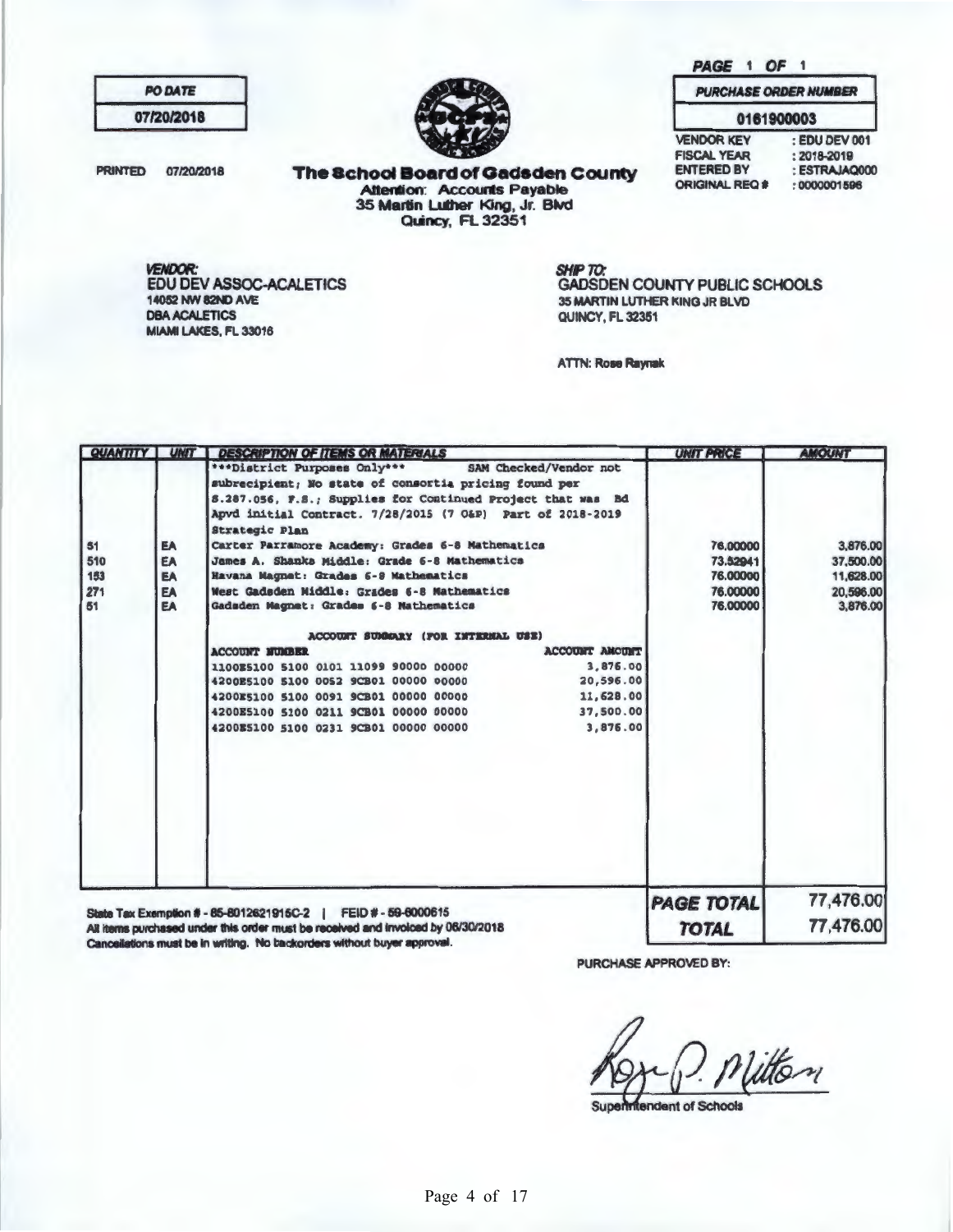**PO DATE**
07/20/2018

PRINTED 07/20/2018

PAGE 1 OF 1

**PURCHASE ORDER NUMBER**
0161900003

VENDOR KEY : EDU DEV 001
FISCAL YEAR : 2018-2019
ENTERED BY : ESTRAJAQ000
ORIGINAL REQ # : 0000001596

# The School Board of Gadsden County

Attention: Accounts Payable
35 Martin Luther King, Jr. Blvd
Quincy, FL 32351

*VENDOR:*
EDU DEV ASSOC-ACALETICS
14052 NW 82ND AVE
DBA ACALETICS
MIAMI LAKES, FL 33016

*SHIP TO:*
GADSDEN COUNTY PUBLIC SCHOOLS
35 MARTIN LUTHER KING JR BLVD
QUINCY, FL 32351

ATTN: Rose Raynak

| QUANTITY | UNIT | DESCRIPTION OF ITEMS OR MATERIALS | UNIT PRICE | AMOUNT |
|---|---|---|---|---|
| | | ***District Purposes Only*** SAM Checked/Vendor not subrecipient; No state of consortia pricing found per S.287.056, F.S.; Supplies for Continued Project that was Bd Apvd initial Contract. 7/28/2015 (7 O&P) Part of 2018-2019 Strategic Plan | | |
| 51 | EA | Carter Parramore Academy: Grades 6-8 Mathematics | 76.00000 | 3,876.00 |
| 510 | EA | James A. Shanks Middle: Grade 6-8 Mathematics | 73.52941 | 37,500.00 |
| 153 | EA | Havana Magnet: Grades 6-8 Mathematics | 76.00000 | 11,628.00 |
| 271 | EA | West Gadsden Middle: Grades 6-8 Mathematics | 76.00000 | 20,596.00 |
| 51 | EA | Gadsden Magnet: Grades 6-8 Mathematics | 76.00000 | 3,876.00 |

ACCOUNT SUMMARY (FOR INTERNAL USE)

| ACCOUNT NUMBER | ACCOUNT AMOUNT |
|---|---|
| 1100E5100 5100 0101 11099 90000 00000 | 3,876.00 |
| 4200E5100 5100 0052 9CB01 00000 00000 | 20,596.00 |
| 4200E5100 5100 0091 9CB01 00000 00000 | 11,628.00 |
| 4200E5100 5100 0211 9CB01 00000 00000 | 37,500.00 |
| 4200E5100 5100 0231 9CB01 00000 00000 | 3,876.00 |

State Tax Exemption # - 85-8012621915C-2 | FEID # - 59-6000615
All items purchased under this order must be received and invoiced by 06/30/2018
Cancellations must be in writing. No backorders without buyer approval.

| | |
|---|---|
| **PAGE TOTAL** | 77,476.00 |
| **TOTAL** | 77,476.00 |

PURCHASE APPROVED BY:

Roger P. Milton
Superintendent of Schools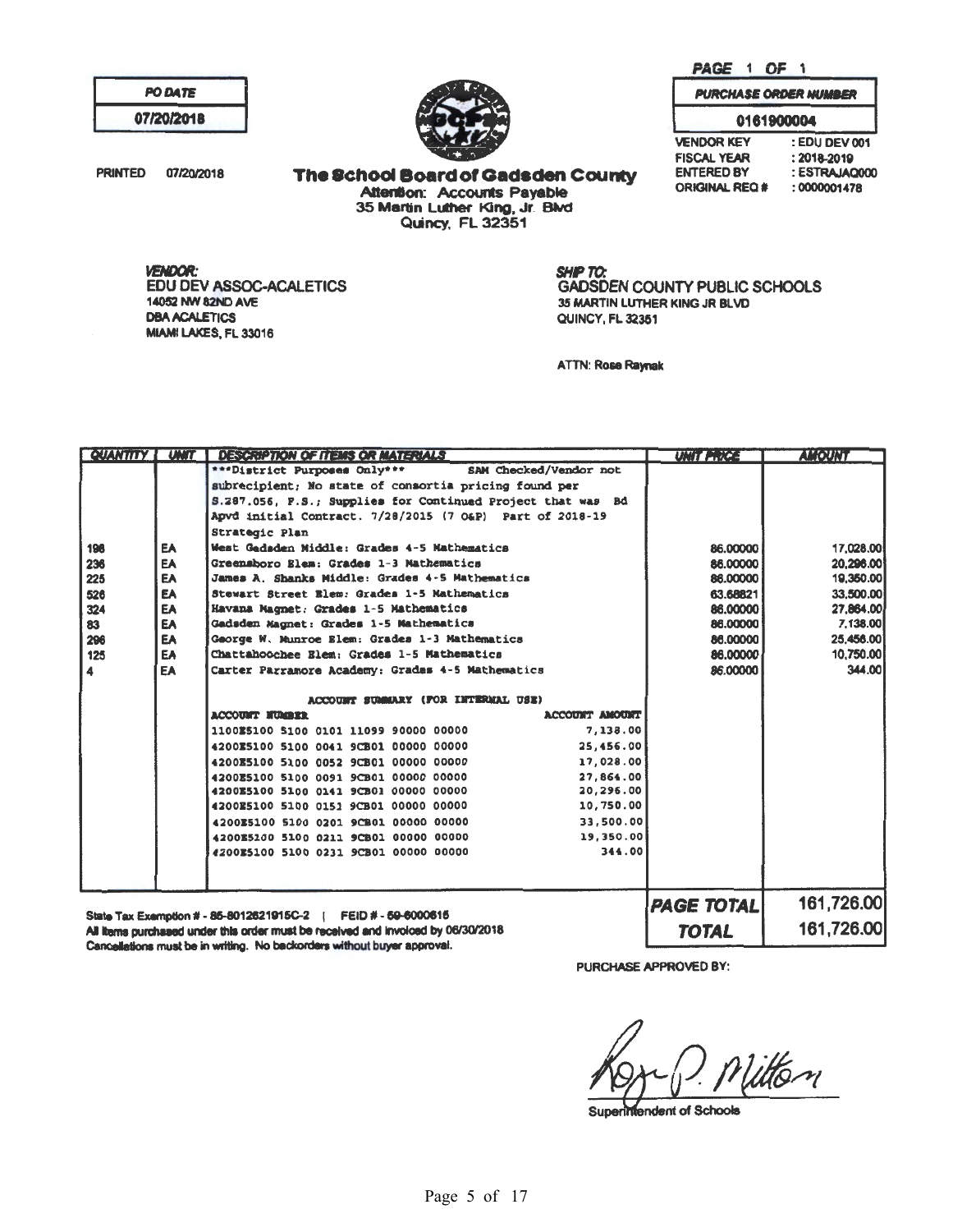| PO DATE |
| --- |
| 07/20/2018 |

PRINTED 07/20/2018

# The School Board of Gadsden County

Attention: Accounts Payable
35 Martin Luther King, Jr. Blvd
Quincy, FL 32351

PAGE 1 OF 1

| PURCHASE ORDER NUMBER |
| --- |
| 0161900004 |

VENDOR KEY : EDU DEV 001
FISCAL YEAR : 2018-2019
ENTERED BY : ESTRAJAQ000
ORIGINAL REQ # : 0000001478

**VENDOR:**
EDU DEV ASSOC-ACALETICS
14052 NW 82ND AVE
DBA ACALETICS
MIAMI LAKES, FL 33016

**SHIP TO:**
GADSDEN COUNTY PUBLIC SCHOOLS
35 MARTIN LUTHER KING JR BLVD
QUINCY, FL 32351

ATTN: Rose Raynak

| QUANTITY | UNIT | DESCRIPTION OF ITEMS OR MATERIALS | UNIT PRICE | AMOUNT |
| --- | --- | --- | --- | --- |
| | | ***District Purposes Only*** SAM Checked/Vendor not subrecipient; No state of consortia pricing found per S.287.056, F.S.; Supplies for Continued Project that was Bd Apvd initial Contract. 7/28/2015 (7 O&P) Part of 2018-19 Strategic Plan | | |
| 198 | EA | West Gadsden Middle: Grades 4-5 Mathematics | 86.00000 | 17,028.00 |
| 236 | EA | Greensboro Elem: Grades 1-3 Mathematics | 86.00000 | 20,296.00 |
| 225 | EA | James A. Shanks Middle: Grades 4-5 Mathematics | 86.00000 | 19,350.00 |
| 526 | EA | Stewart Street Elem: Grades 1-5 Mathematics | 63.68821 | 33,500.00 |
| 324 | EA | Havana Magnet: Grades 1-5 Mathematics | 86.00000 | 27,864.00 |
| 83 | EA | Gadsden Magnet: Grades 1-5 Mathematics | 86.00000 | 7,138.00 |
| 296 | EA | George W. Munroe Elem: Grades 1-3 Mathematics | 86.00000 | 25,456.00 |
| 125 | EA | Chattahoochee Elem: Grades 1-5 Mathematics | 86.00000 | 10,750.00 |
| 4 | EA | Carter Parramore Academy: Grades 4-5 Mathematics | 86.00000 | 344.00 |

ACCOUNT SUMMARY (FOR INTERNAL USE)

| ACCOUNT NUMBER | ACCOUNT AMOUNT |
| --- | --- |
| 1100E5100 5100 0101 11099 90000 00000 | 7,138.00 |
| 4200E5100 5100 0041 9CB01 00000 00000 | 25,456.00 |
| 4200E5100 5100 0052 9CB01 00000 00000 | 17,028.00 |
| 4200E5100 5100 0091 9CB01 00000 00000 | 27,864.00 |
| 4200E5100 5100 0141 9CB01 00000 00000 | 20,296.00 |
| 4200E5100 5100 0151 9CB01 00000 00000 | 10,750.00 |
| 4200E5100 5100 0201 9CB01 00000 00000 | 33,500.00 |
| 4200E5100 5100 0211 9CB01 00000 00000 | 19,350.00 |
| 4200E5100 5100 0231 9CB01 00000 00000 | 344.00 |

| | |
| --- | --- |
| PAGE TOTAL | 161,726.00 |
| TOTAL | 161,726.00 |

State Tax Exemption # - 85-8012621915C-2 | FEID # - 59-6000615
All items purchased under this order must be received and invoiced by 06/30/2018
Cancellations must be in writing. No backorders without buyer approval.

PURCHASE APPROVED BY:

Roger P. Milton
Superintendent of Schools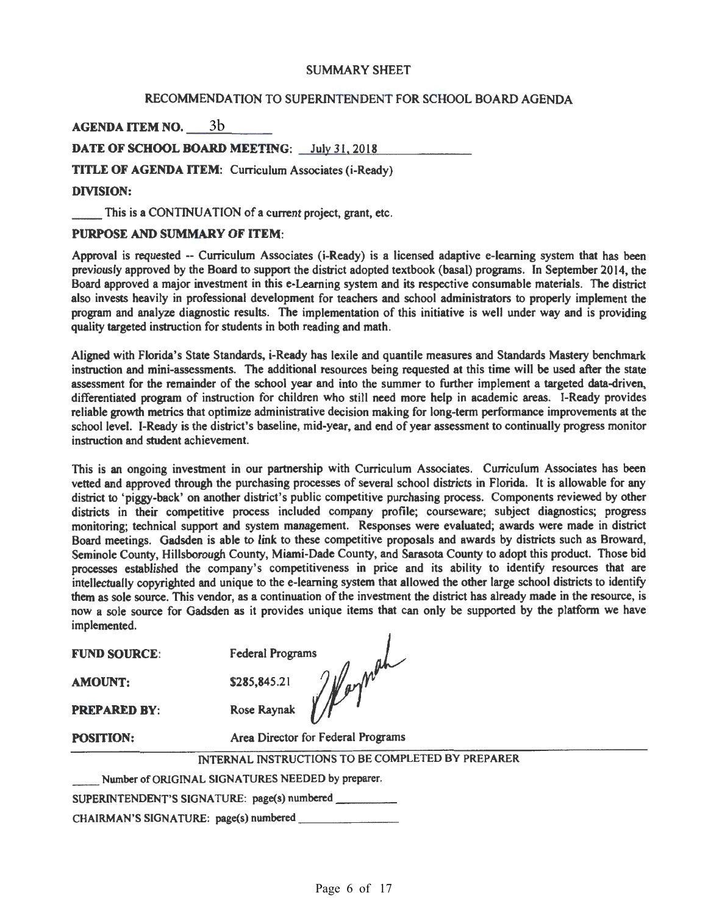SUMMARY SHEET

RECOMMENDATION TO SUPERINTENDENT FOR SCHOOL BOARD AGENDA

**AGENDA ITEM NO.** 3b

**DATE OF SCHOOL BOARD MEETING:** July 31, 2018

**TITLE OF AGENDA ITEM:** Curriculum Associates (i-Ready)

**DIVISION:**

_____ This is a CONTINUATION of a current project, grant, etc.

**PURPOSE AND SUMMARY OF ITEM:**

Approval is requested -- Curriculum Associates (i-Ready) is a licensed adaptive e-learning system that has been previously approved by the Board to support the district adopted textbook (basal) programs. In September 2014, the Board approved a major investment in this e-Learning system and its respective consumable materials. The district also invests heavily in professional development for teachers and school administrators to properly implement the program and analyze diagnostic results. The implementation of this initiative is well under way and is providing quality targeted instruction for students in both reading and math.

Aligned with Florida's State Standards, i-Ready has lexile and quantile measures and Standards Mastery benchmark instruction and mini-assessments. The additional resources being requested at this time will be used after the state assessment for the remainder of the school year and into the summer to further implement a targeted data-driven, differentiated program of instruction for children who still need more help in academic areas. I-Ready provides reliable growth metrics that optimize administrative decision making for long-term performance improvements at the school level. I-Ready is the district's baseline, mid-year, and end of year assessment to continually progress monitor instruction and student achievement.

This is an ongoing investment in our partnership with Curriculum Associates. Curriculum Associates has been vetted and approved through the purchasing processes of several school districts in Florida. It is allowable for any district to 'piggy-back' on another district's public competitive purchasing process. Components reviewed by other districts in their competitive process included company profile; courseware; subject diagnostics; progress monitoring; technical support and system management. Responses were evaluated; awards were made in district Board meetings. Gadsden is able to link to these competitive proposals and awards by districts such as Broward, Seminole County, Hillsborough County, Miami-Dade County, and Sarasota County to adopt this product. Those bid processes established the company's competitiveness in price and its ability to identify resources that are intellectually copyrighted and unique to the e-learning system that allowed the other large school districts to identify them as sole source. This vendor, as a continuation of the investment the district has already made in the resource, is now a sole source for Gadsden as it provides unique items that can only be supported by the platform we have implemented.

**FUND SOURCE:** Federal Programs

**AMOUNT:** $285,845.21

**PREPARED BY:** Rose Raynak

**POSITION:** Area Director for Federal Programs

INTERNAL INSTRUCTIONS TO BE COMPLETED BY PREPARER

_____ Number of ORIGINAL SIGNATURES NEEDED by preparer.

SUPERINTENDENT'S SIGNATURE: page(s) numbered __________

CHAIRMAN'S SIGNATURE: page(s) numbered __________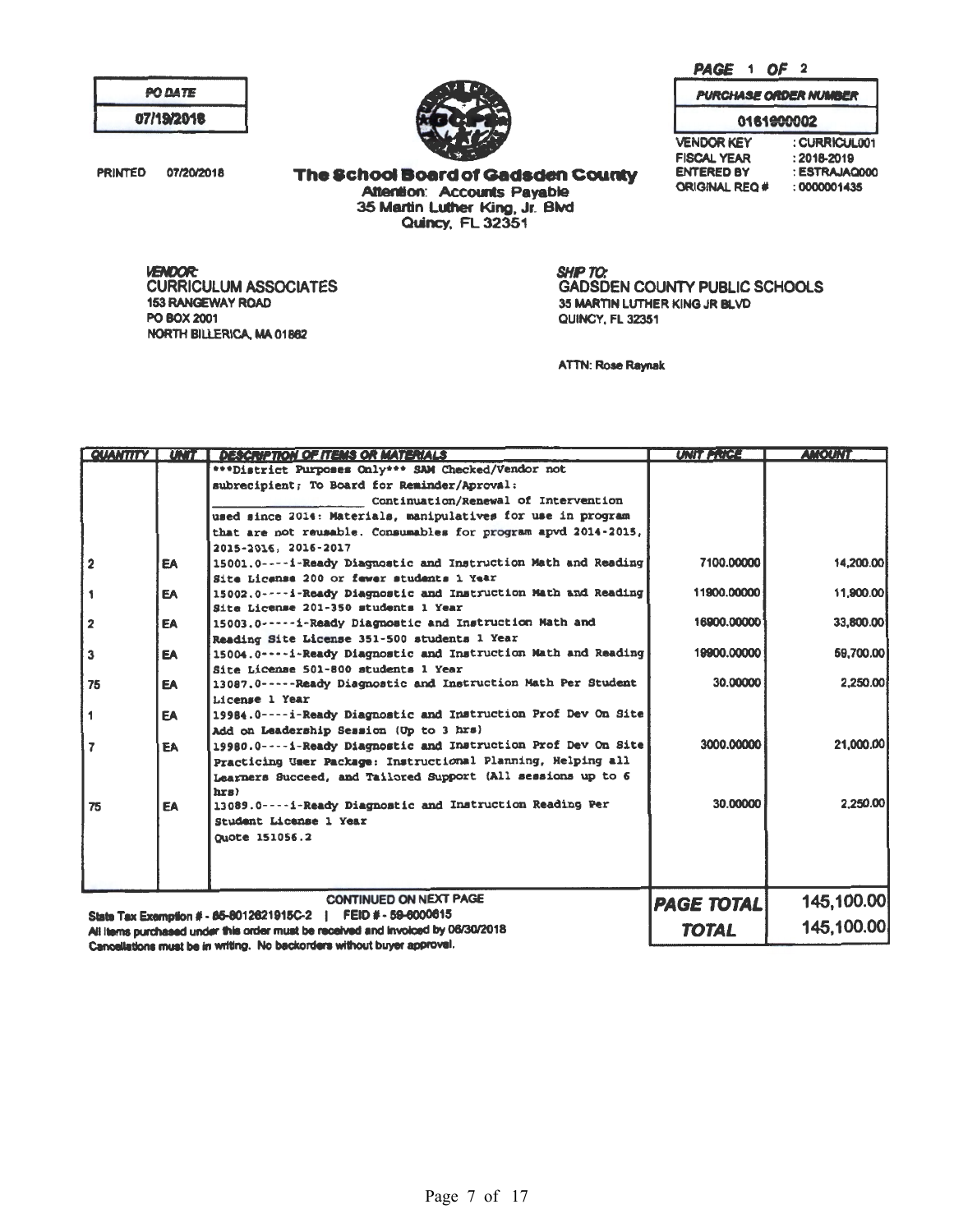| PO DATE |
|---|
| 07/19/2018 |

PRINTED 07/20/2018

# The School Board of Gadsden County

Attention: Accounts Payable
35 Martin Luther King, Jr. Blvd
Quincy, FL 32351

PAGE 1 OF 2

| PURCHASE ORDER NUMBER |
|---|
| 0161900002 |

VENDOR KEY : CURRICUL001
FISCAL YEAR : 2018-2019
ENTERED BY : ESTRAJAQ000
ORIGINAL REQ # : 0000001435

**VENDOR:**
CURRICULUM ASSOCIATES
153 RANGEWAY ROAD
PO BOX 2001
NORTH BILLERICA, MA 01862

**SHIP TO:**
GADSDEN COUNTY PUBLIC SCHOOLS
35 MARTIN LUTHER KING JR BLVD
QUINCY, FL 32351

ATTN: Rose Raynak

| QUANTITY | UNIT | DESCRIPTION OF ITEMS OR MATERIALS | UNIT PRICE | AMOUNT |
|---|---|---|---|---|
| | | ***District Purposes Only*** SAM Checked/Vendor not subrecipient; To Board for Reminder/Aproval: ______________ Continuation/Renewal of Intervention used since 2014: Materials, manipulatives for use in program that are not reusable. Consumables for program apvd 2014-2015, 2015-2016, 2016-2017 | | |
| 2 | EA | 15001.0----i-Ready Diagnostic and Instruction Math and Reading Site License 200 or fewer students 1 Year | 7100.00000 | 14,200.00 |
| 1 | EA | 15002.0----i-Ready Diagnostic and Instruction Math and Reading Site License 201-350 students 1 Year | 11900.00000 | 11,900.00 |
| 2 | EA | 15003.0-----i-Ready Diagnostic and Instruction Math and Reading Site License 351-500 students 1 Year | 16900.00000 | 33,800.00 |
| 3 | EA | 15004.0----i-Ready Diagnostic and Instruction Math and Reading Site License 501-800 students 1 Year | 19900.00000 | 59,700.00 |
| 75 | EA | 13087.0-----Ready Diagnostic and Instruction Math Per Student License 1 Year | 30.00000 | 2,250.00 |
| 1 | EA | 19984.0----i-Ready Diagnostic and Instruction Prof Dev On Site Add on Leadership Session (Up to 3 hrs) | | |
| 7 | EA | 19980.0----i-Ready Diagnostic and Instruction Prof Dev On Site Practicing User Package: Instructional Planning, Helping all Learners Succeed, and Tailored Support (All sessions up to 6 hrs) | 3000.00000 | 21,000.00 |
| 75 | EA | 13089.0----i-Ready Diagnostic and Instruction Reading Per Student License 1 Year<br>Quote 151056.2 | 30.00000 | 2,250.00 |

CONTINUED ON NEXT PAGE

| PAGE TOTAL | 145,100.00 |
|---|---|
| TOTAL | 145,100.00 |

State Tax Exemption # - 85-8012621915C-2 | FEID # - 59-6000615
All items purchased under this order must be received and invoiced by 06/30/2018
Cancellations must be in writing. No backorders without buyer approval.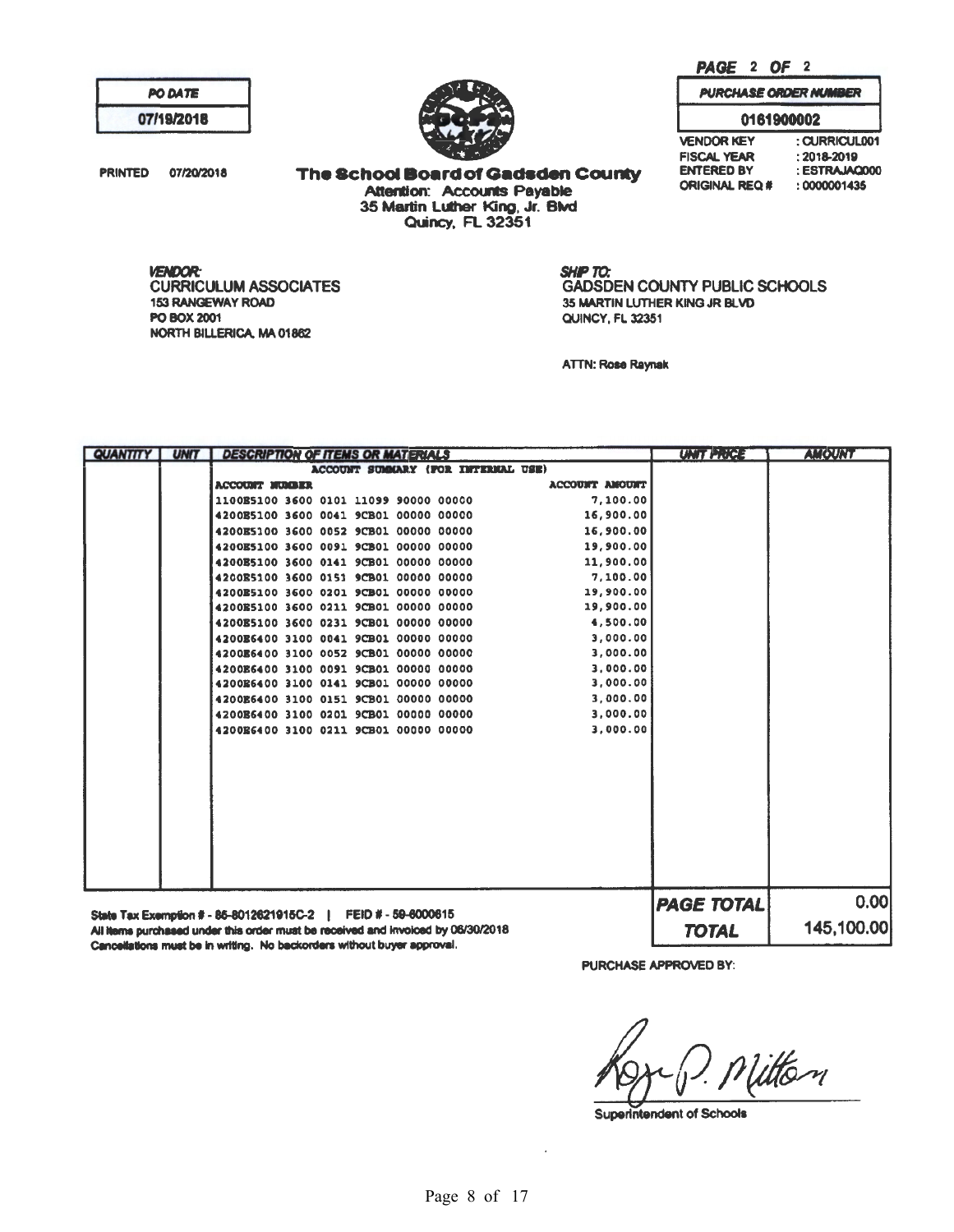PAGE 2 OF 2

| PO DATE |
|---|
| 07/19/2018 |

PRINTED 07/20/2018

**The School Board of Gadsden County**
Attention: Accounts Payable
35 Martin Luther King, Jr. Blvd
Quincy, FL 32351

| PURCHASE ORDER NUMBER |
|---|
| 0161900002 |

VENDOR KEY : CURRICUL001
FISCAL YEAR : 2018-2019
ENTERED BY : ESTRAJAQ000
ORIGINAL REQ # : 0000001435

**VENDOR:**
CURRICULUM ASSOCIATES
153 RANGEWAY ROAD
PO BOX 2001
NORTH BILLERICA, MA 01862

**SHIP TO:**
GADSDEN COUNTY PUBLIC SCHOOLS
35 MARTIN LUTHER KING JR BLVD
QUINCY, FL 32351

ATTN: Rose Raynak

| QUANTITY | UNIT | DESCRIPTION OF ITEMS OR MATERIALS | | UNIT PRICE | AMOUNT |
|---|---|---|---|---|---|
| | | ACCOUNT SUMMARY (FOR INTERNAL USE) | | | |
| | | ACCOUNT NUMBER | ACCOUNT AMOUNT | | |
| | | 1100E5100 3600 0101 11099 90000 00000 | 7,100.00 | | |
| | | 4200E5100 3600 0041 9CB01 00000 00000 | 16,900.00 | | |
| | | 4200E5100 3600 0052 9CB01 00000 00000 | 16,900.00 | | |
| | | 4200E5100 3600 0091 9CB01 00000 00000 | 19,900.00 | | |
| | | 4200E5100 3600 0141 9CB01 00000 00000 | 11,900.00 | | |
| | | 4200E5100 3600 0151 9CB01 00000 00000 | 7,100.00 | | |
| | | 4200E5100 3600 0201 9CB01 00000 00000 | 19,900.00 | | |
| | | 4200E5100 3600 0211 9CB01 00000 00000 | 19,900.00 | | |
| | | 4200E5100 3600 0231 9CB01 00000 00000 | 4,500.00 | | |
| | | 4200E6400 3100 0041 9CB01 00000 00000 | 3,000.00 | | |
| | | 4200E6400 3100 0052 9CB01 00000 00000 | 3,000.00 | | |
| | | 4200E6400 3100 0091 9CB01 00000 00000 | 3,000.00 | | |
| | | 4200E6400 3100 0141 9CB01 00000 00000 | 3,000.00 | | |
| | | 4200E6400 3100 0151 9CB01 00000 00000 | 3,000.00 | | |
| | | 4200E6400 3100 0201 9CB01 00000 00000 | 3,000.00 | | |
| | | 4200E6400 3100 0211 9CB01 00000 00000 | 3,000.00 | | |
| | | | | **PAGE TOTAL** | 0.00 |
| | | | | **TOTAL** | 145,100.00 |

State Tax Exemption # - 85-8012621915C-2 | FEID # - 59-6000615
All items purchased under this order must be received and invoiced by 06/30/2018
Cancellations must be in writing. No backorders without buyer approval.

PURCHASE APPROVED BY:

Superintendent of Schools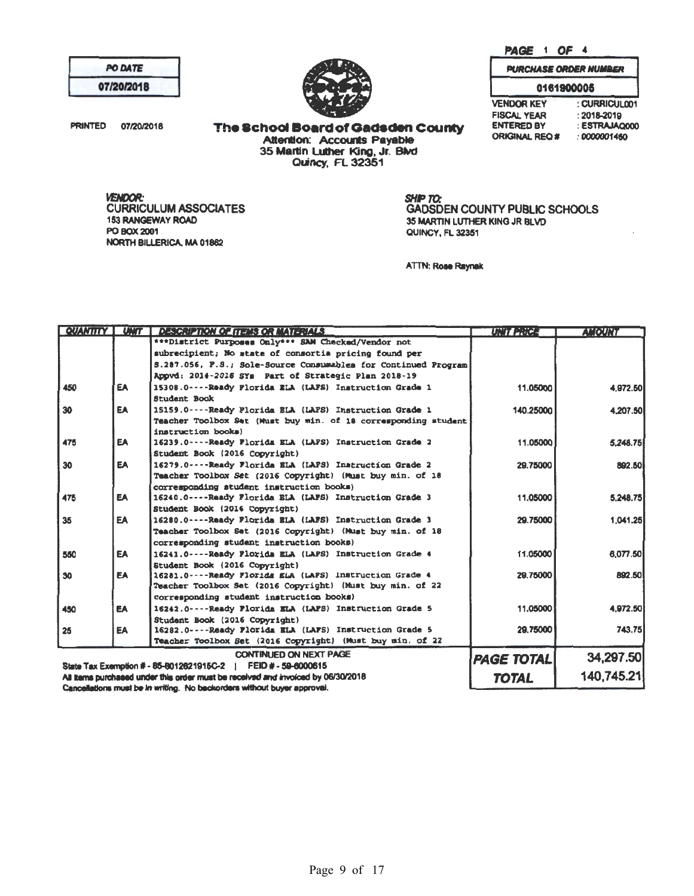**PO DATE**
**07/20/2018**

PRINTED 07/20/2018

**The School Board of Gadsden County**
Attention: Accounts Payable
35 Martin Luther King, Jr. Blvd
Quincy, FL 32351

PAGE 1 OF 4

**PURCHASE ORDER NUMBER**
**0161900005**

VENDOR KEY : CURRICUL001
FISCAL YEAR : 2018-2019
ENTERED BY : ESTRAJAQ000
ORIGINAL REQ # : 0000001460

**VENDOR:**
CURRICULUM ASSOCIATES
153 RANGEWAY ROAD
PO BOX 2001
NORTH BILLERICA, MA 01862

**SHIP TO:**
GADSDEN COUNTY PUBLIC SCHOOLS
35 MARTIN LUTHER KING JR BLVD
QUINCY, FL 32351

ATTN: Rose Raynak

| QUANTITY | UNIT | DESCRIPTION OF ITEMS OR MATERIALS | UNIT PRICE | AMOUNT |
|---|---|---|---|---|
| | | ***District Purposes Only*** SAM Checked/Vendor not subrecipient; No state of consortia pricing found per S.287.056, F.S.; Sole-Source Consumables for Continued Program Appvd: 2014-2016 SYs Part of Strategic Plan 2018-19 | | |
| 450 | EA | 15308.0----Ready Florida ELA (LAFS) Instruction Grade 1 Student Book | 11.05000 | 4,972.50 |
| 30 | EA | 15159.0----Ready Florida ELA (LAFS) Instruction Grade 1 Teacher Toolbox Set (Must buy min. of 18 corresponding student instruction books) | 140.25000 | 4,207.50 |
| 475 | EA | 16239.0----Ready Florida ELA (LAFS) Instruction Grade 2 Student Book (2016 Copyright) | 11.05000 | 5,248.75 |
| 30 | EA | 16279.0----Ready Florida ELA (LAFS) Instruction Grade 2 Teacher Toolbox Set (2016 Copyright) (Must buy min. of 18 corresponding student instruction books) | 29.75000 | 892.50 |
| 475 | EA | 16240.0----Ready Florida ELA (LAFS) Instruction Grade 3 Student Book (2016 Copyright) | 11.05000 | 5,248.75 |
| 35 | EA | 16280.0----Ready Florida ELA (LAFS) Instruction Grade 3 Teacher Toolbox Set (2016 Copyright) (Must buy min. of 18 corresponding student instruction books) | 29.75000 | 1,041.25 |
| 550 | EA | 16241.0----Ready Florida ELA (LAFS) Instruction Grade 4 Student Book (2016 Copyright) | 11.05000 | 6,077.50 |
| 30 | EA | 16281.0----Ready Florida ELA (LAFS) Instruction Grade 4 Teacher Toolbox Set (2016 Copyright) (Must buy min. of 22 corresponding student instruction books) | 29.75000 | 892.50 |
| 450 | EA | 16242.0----Ready Florida ELA (LAFS) Instruction Grade 5 Student Book (2016 Copyright) | 11.05000 | 4,972.50 |
| 25 | EA | 16282.0----Ready Florida ELA (LAFS) Instruction Grade 5 Teacher Toolbox Set (2016 Copyright) (Must buy min. of 22 | 29.75000 | 743.75 |

CONTINUED ON NEXT PAGE

State Tax Exemption # - 85-8012621915C-2 | FEID # - 59-6000615

All items purchased under this order must be received and invoiced by 06/30/2018

Cancellations must be in writing. No backorders without buyer approval.

| | |
|---|---|
| **PAGE TOTAL** | 34,297.50 |
| **TOTAL** | 140,745.21 |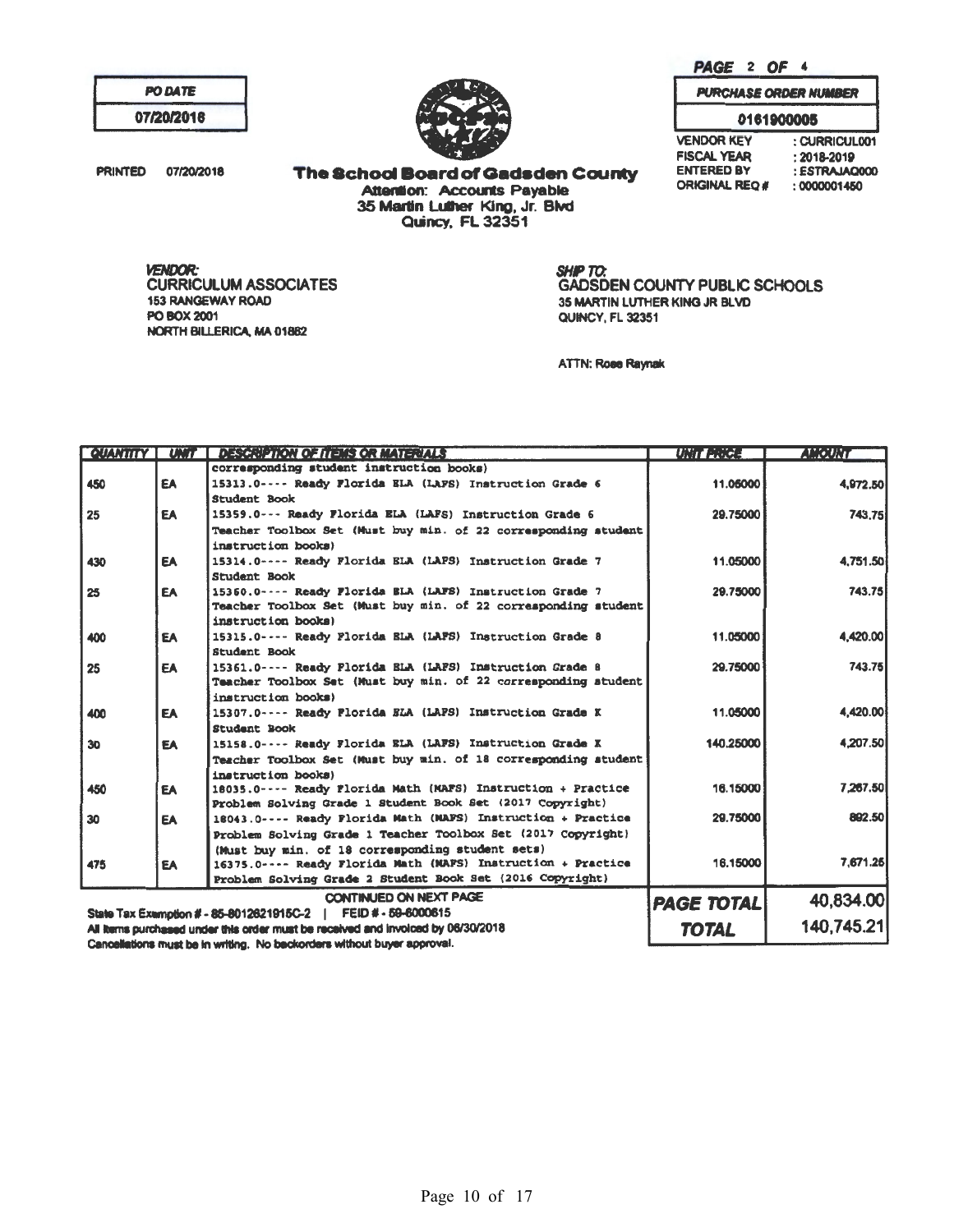| PO DATE |
|---|
| 07/20/2018 |

PRINTED 07/20/2018

**The School Board of Gadsden County**
**Attention: Accounts Payable**
**35 Martin Luther King, Jr. Blvd**
**Quincy, FL 32351**

**PAGE 2 OF 4**

| PURCHASE ORDER NUMBER |
|---|
| 0161900005 |

VENDOR KEY : CURRICUL001
FISCAL YEAR : 2018-2019
ENTERED BY : ESTRAJAQ000
ORIGINAL REQ # : 0000001450

**VENDOR:**
CURRICULUM ASSOCIATES
153 RANGEWAY ROAD
PO BOX 2001
NORTH BILLERICA, MA 01862

**SHIP TO:**
GADSDEN COUNTY PUBLIC SCHOOLS
35 MARTIN LUTHER KING JR BLVD
QUINCY, FL 32351

ATTN: Rose Raynak

| QUANTITY | UNIT | DESCRIPTION OF ITEMS OR MATERIALS | UNIT PRICE | AMOUNT |
|---|---|---|---|---|
| | | corresponding student instruction books) | | |
| 450 | EA | 15313.0---- Ready Florida ELA (LAFS) Instruction Grade 6 Student Book | 11.05000 | 4,972.50 |
| 25 | EA | 15359.0--- Ready Florida ELA (LAFS) Instruction Grade 6 Teacher Toolbox Set (Must buy min. of 22 corresponding student instruction books) | 29.75000 | 743.75 |
| 430 | EA | 15314.0---- Ready Florida ELA (LAFS) Instruction Grade 7 Student Book | 11.05000 | 4,751.50 |
| 25 | EA | 15360.0---- Ready Florida ELA (LAFS) Instruction Grade 7 Teacher Toolbox Set (Must buy min. of 22 corresponding student instruction books) | 29.75000 | 743.75 |
| 400 | EA | 15315.0---- Ready Florida ELA (LAFS) Instruction Grade 8 Student Book | 11.05000 | 4,420.00 |
| 25 | EA | 15361.0---- Ready Florida ELA (LAFS) Instruction Grade 8 Teacher Toolbox Set (Must buy min. of 22 corresponding student instruction books) | 29.75000 | 743.75 |
| 400 | EA | 15307.0---- Ready Florida ELA (LAFS) Instruction Grade K Student Book | 11.05000 | 4,420.00 |
| 30 | EA | 15158.0---- Ready Florida ELA (LAFS) Instruction Grade K Teacher Toolbox Set (Must buy min. of 18 corresponding student instruction books) | 140.25000 | 4,207.50 |
| 450 | EA | 18035.0---- Ready Florida Math (MAFS) Instruction + Practice Problem Solving Grade 1 Student Book Set (2017 Copyright) | 16.15000 | 7,267.50 |
| 30 | EA | 18043.0---- Ready Florida Math (MAFS) Instruction + Practice Problem Solving Grade 1 Teacher Toolbox Set (2017 Copyright) (Must buy min. of 18 corresponding student sets) | 29.75000 | 892.50 |
| 475 | EA | 16375.0---- Ready Florida Math (MAFS) Instruction + Practice Problem Solving Grade 2 Student Book Set (2016 Copyright) | 16.15000 | 7,671.25 |
| | | CONTINUED ON NEXT PAGE | PAGE TOTAL | 40,834.00 |
| | | | TOTAL | 140,745.21 |

State Tax Exemption # - 85-8012621915C-2 | FEID # - 59-6000615
All items purchased under this order must be received and invoiced by 06/30/2018
Cancellations must be in writing. No backorders without buyer approval.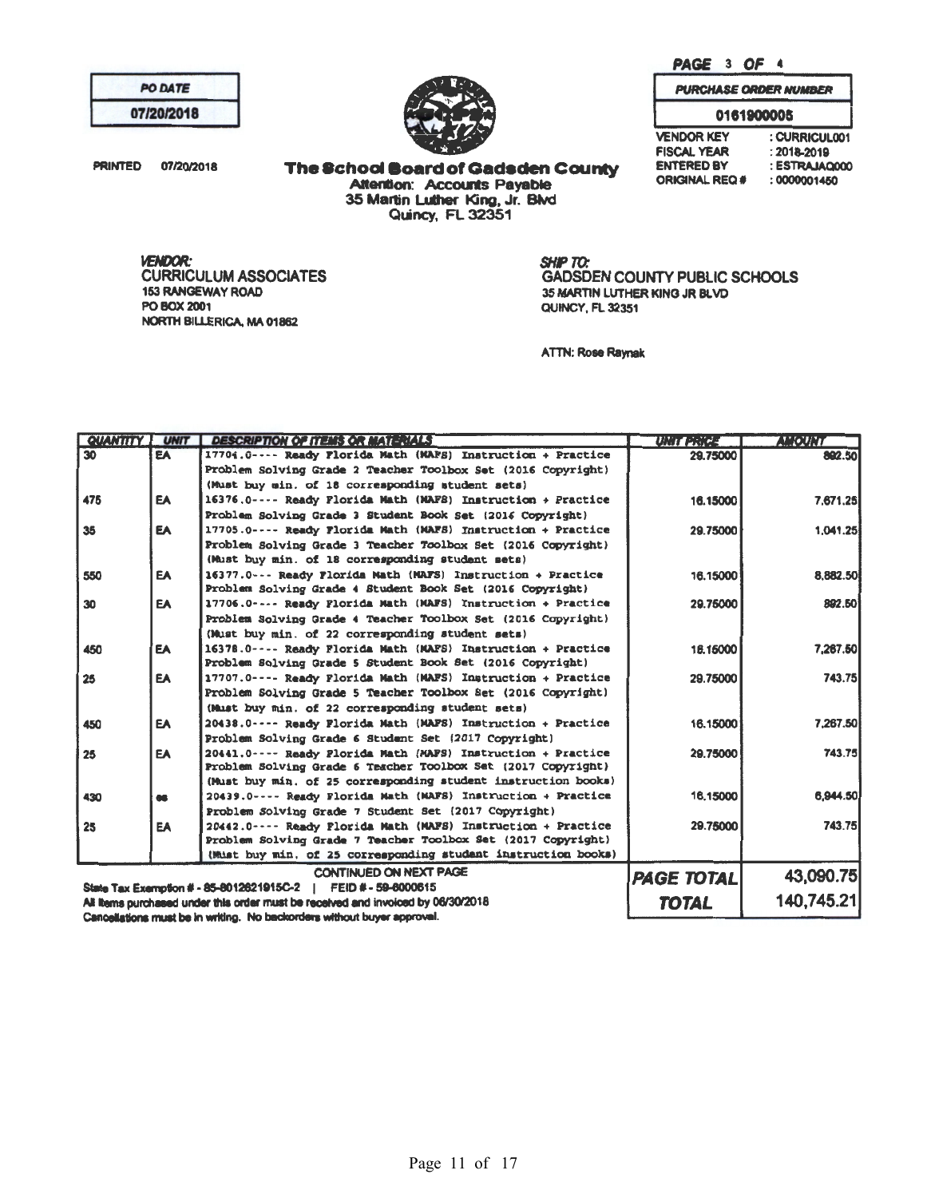PAGE 3 OF 4

| PO DATE |
| --- |
| 07/20/2018 |

PRINTED 07/20/2018

**The School Board of Gadsden County**
Attention: Accounts Payable
35 Martin Luther King, Jr. Blvd
Quincy, FL 32351

| PURCHASE ORDER NUMBER |
| --- |
| 0161900005 |

VENDOR KEY : CURRICUL001
FISCAL YEAR : 2018-2019
ENTERED BY : ESTRAJAQ000
ORIGINAL REQ # : 0000001450

*VENDOR:*
CURRICULUM ASSOCIATES
153 RANGEWAY ROAD
PO BOX 2001
NORTH BILLERICA, MA 01862

*SHIP TO:*
GADSDEN COUNTY PUBLIC SCHOOLS
35 MARTIN LUTHER KING JR BLVD
QUINCY, FL 32351

ATTN: Rose Raynak

| QUANTITY | UNIT | DESCRIPTION OF ITEMS OR MATERIALS | UNIT PRICE | AMOUNT |
| --- | --- | --- | --- | --- |
| 30 | EA | 17704.0---- Ready Florida Math (MAFS) Instruction + Practice Problem Solving Grade 2 Teacher Toolbox Set (2016 Copyright) (Must buy min. of 18 corresponding student sets) | 29.75000 | 892.50 |
| 475 | EA | 16376.0---- Ready Florida Math (MAFS) Instruction + Practice Problem Solving Grade 3 Student Book Set (2016 Copyright) | 16.15000 | 7,671.25 |
| 35 | EA | 17705.0---- Ready Florida Math (MAFS) Instruction + Practice Problem Solving Grade 3 Teacher Toolbox Set (2016 Copyright) (Must buy min. of 18 corresponding student sets) | 29.75000 | 1,041.25 |
| 550 | EA | 16377.0--- Ready Florida Math (MAFS) Instruction + Practice Problem Solving Grade 4 Student Book Set (2016 Copyright) | 16.15000 | 8,882.50 |
| 30 | EA | 17706.0---- Ready Florida Math (MAFS) Instruction + Practice Problem Solving Grade 4 Teacher Toolbox Set (2016 Copyright) (Must buy min. of 22 corresponding student sets) | 29.75000 | 892.50 |
| 450 | EA | 16378.0---- Ready Florida Math (MAFS) Instruction + Practice Problem Solving Grade 5 Student Book Set (2016 Copyright) | 16.15000 | 7,267.50 |
| 25 | EA | 17707.0---- Ready Florida Math (MAFS) Instruction + Practice Problem Solving Grade 5 Teacher Toolbox Set (2016 Copyright) (Must buy min. of 22 corresponding student sets) | 29.75000 | 743.75 |
| 450 | EA | 20438.0---- Ready Florida Math (MAFS) Instruction + Practice Problem Solving Grade 6 Student Set (2017 Copyright) | 16.15000 | 7,267.50 |
| 25 | EA | 20441.0---- Ready Florida Math (MAFS) Instruction + Practice Problem Solving Grade 6 Teacher Toolbox Set (2017 Copyright) (Must buy min. of 25 corresponding student instruction books) | 29.75000 | 743.75 |
| 430 | es | 20439.0---- Ready Florida Math (MAFS) Instruction + Practice Problem Solving Grade 7 Student Set (2017 Copyright) | 16.15000 | 6,944.50 |
| 25 | EA | 20442.0---- Ready Florida Math (MAFS) Instruction + Practice Problem Solving Grade 7 Teacher Toolbox Set (2017 Copyright) (Must buy min. of 25 corresponding student instruction books) | 29.75000 | 743.75 |

CONTINUED ON NEXT PAGE

State Tax Exemption # - 85-8012621915C-2 | FEID # - 59-6000615
All items purchased under this order must be received and invoiced by 06/30/2018
Cancellations must be in writing. No backorders without buyer approval.

| | |
| --- | --- |
| PAGE TOTAL | 43,090.75 |
| TOTAL | 140,745.21 |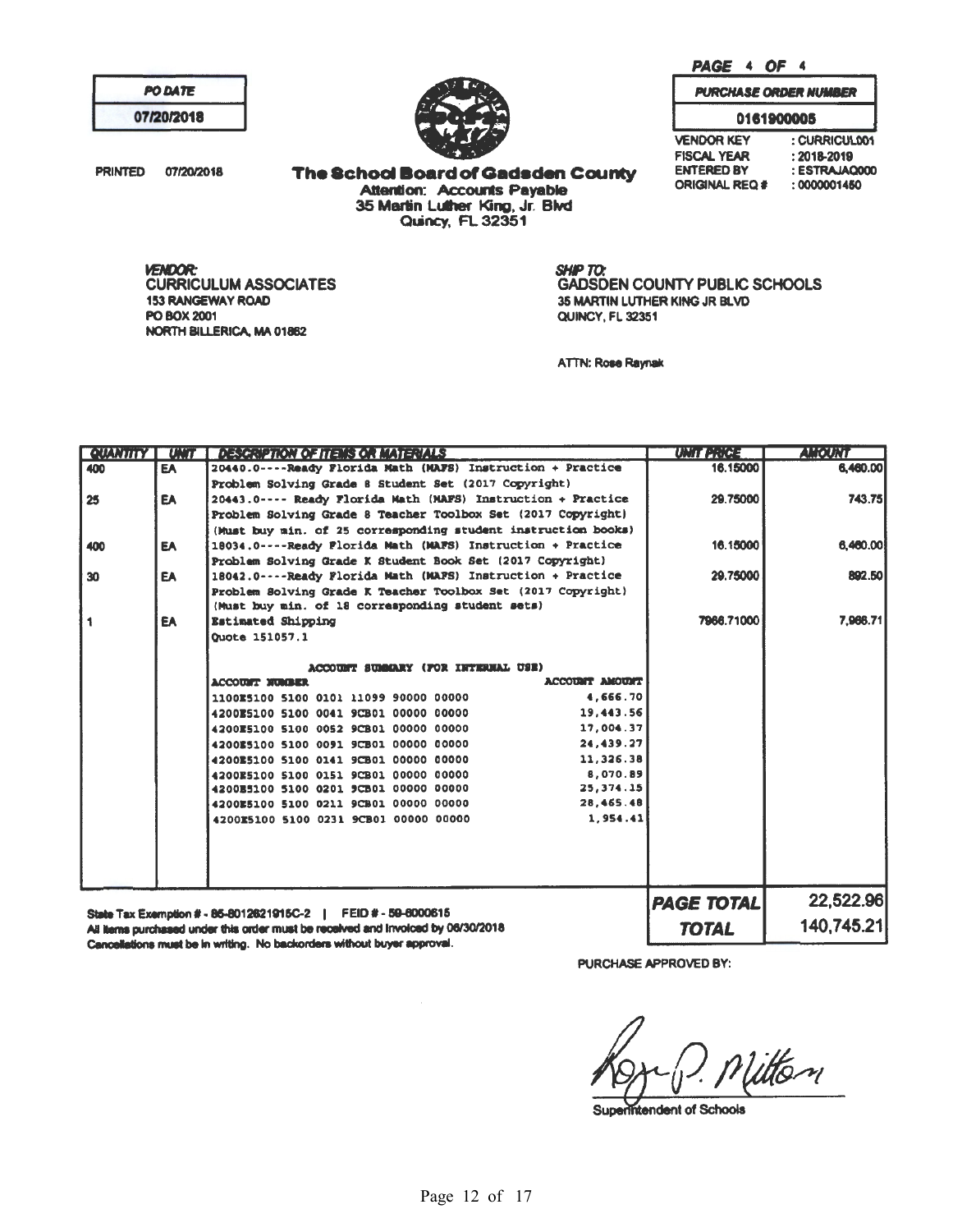PAGE 4 OF 4

| PO DATE |
|---|
| 07/20/2018 |

PRINTED 07/20/2018

**The School Board of Gadsden County**
Attention: Accounts Payable
35 Martin Luther King, Jr. Blvd
Quincy, FL 32351

| PURCHASE ORDER NUMBER |
|---|
| 0161900005 |

VENDOR KEY : CURRICUL001
FISCAL YEAR : 2018-2019
ENTERED BY : ESTRAJAQ000
ORIGINAL REQ # : 0000001450

**VENDOR:**
CURRICULUM ASSOCIATES
153 RANGEWAY ROAD
PO BOX 2001
NORTH BILLERICA, MA 01862

**SHIP TO:**
GADSDEN COUNTY PUBLIC SCHOOLS
35 MARTIN LUTHER KING JR BLVD
QUINCY, FL 32351

ATTN: Rose Raynak

| QUANTITY | UNIT | DESCRIPTION OF ITEMS OR MATERIALS | UNIT PRICE | AMOUNT |
|---|---|---|---|---|
| 400 | EA | 20440.0----Ready Florida Math (MAFS) Instruction + Practice Problem Solving Grade 8 Student Set (2017 Copyright) | 16.15000 | 6,460.00 |
| 25 | EA | 20443.0---- Ready Florida Math (MAFS) Instruction + Practice Problem Solving Grade 8 Teacher Toolbox Set (2017 Copyright) (Must buy min. of 25 corresponding student instruction books) | 29.75000 | 743.75 |
| 400 | EA | 18034.0----Ready Florida Math (MAFS) Instruction + Practice Problem Solving Grade K Student Book Set (2017 Copyright) | 16.15000 | 6,460.00 |
| 30 | EA | 18042.0----Ready Florida Math (MAFS) Instruction + Practice Problem Solving Grade K Teacher Toolbox Set (2017 Copyright) (Must buy min. of 18 corresponding student sets) | 29.75000 | 892.50 |
| 1 | EA | Estimated Shipping<br>Quote 151057.1 | 7966.71000 | 7,966.71 |

ACCOUNT SUMMARY (FOR INTERNAL USE)

| ACCOUNT NUMBER | ACCOUNT AMOUNT |
|---|---|
| 1100E5100 5100 0101 11099 90000 00000 | 4,666.70 |
| 4200E5100 5100 0041 9CB01 00000 00000 | 19,443.56 |
| 4200E5100 5100 0052 9CB01 00000 00000 | 17,004.37 |
| 4200E5100 5100 0091 9CB01 00000 00000 | 24,439.27 |
| 4200E5100 5100 0141 9CB01 00000 00000 | 11,326.38 |
| 4200E5100 5100 0151 9CB01 00000 00000 | 8,070.89 |
| 4200E5100 5100 0201 9CB01 00000 00000 | 25,374.15 |
| 4200E5100 5100 0211 9CB01 00000 00000 | 28,465.48 |
| 4200E5100 5100 0231 9CB01 00000 00000 | 1,954.41 |

| | |
|---|---|
| PAGE TOTAL | 22,522.96 |
| TOTAL | 140,745.21 |

State Tax Exemption # - 85-8012621915C-2 | FEID # - 59-6000615
All items purchased under this order must be received and invoiced by 06/30/2018
Cancellations must be in writing. No backorders without buyer approval.

PURCHASE APPROVED BY:

Roger P. Milton
Superintendent of Schools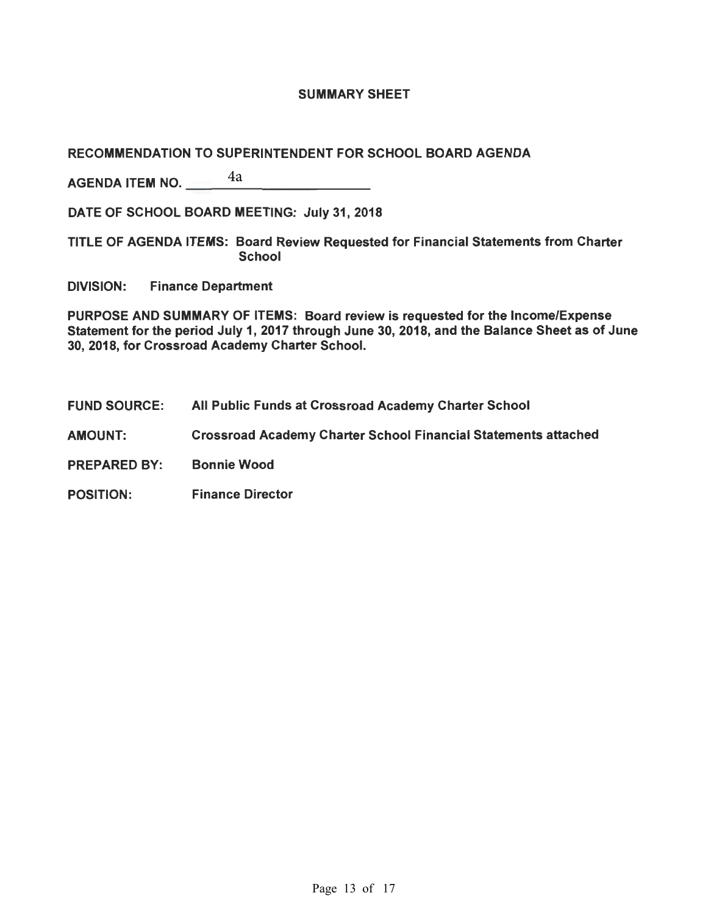## SUMMARY SHEET

**RECOMMENDATION TO SUPERINTENDENT FOR SCHOOL BOARD AGENDA**

**AGENDA ITEM NO.** 4a

**DATE OF SCHOOL BOARD MEETING: July 31, 2018**

**TITLE OF AGENDA ITEMS: Board Review Requested for Financial Statements from Charter School**

**DIVISION: Finance Department**

**PURPOSE AND SUMMARY OF ITEMS: Board review is requested for the Income/Expense Statement for the period July 1, 2017 through June 30, 2018, and the Balance Sheet as of June 30, 2018, for Crossroad Academy Charter School.**

**FUND SOURCE: All Public Funds at Crossroad Academy Charter School**

**AMOUNT: Crossroad Academy Charter School Financial Statements attached**

**PREPARED BY: Bonnie Wood**

**POSITION: Finance Director**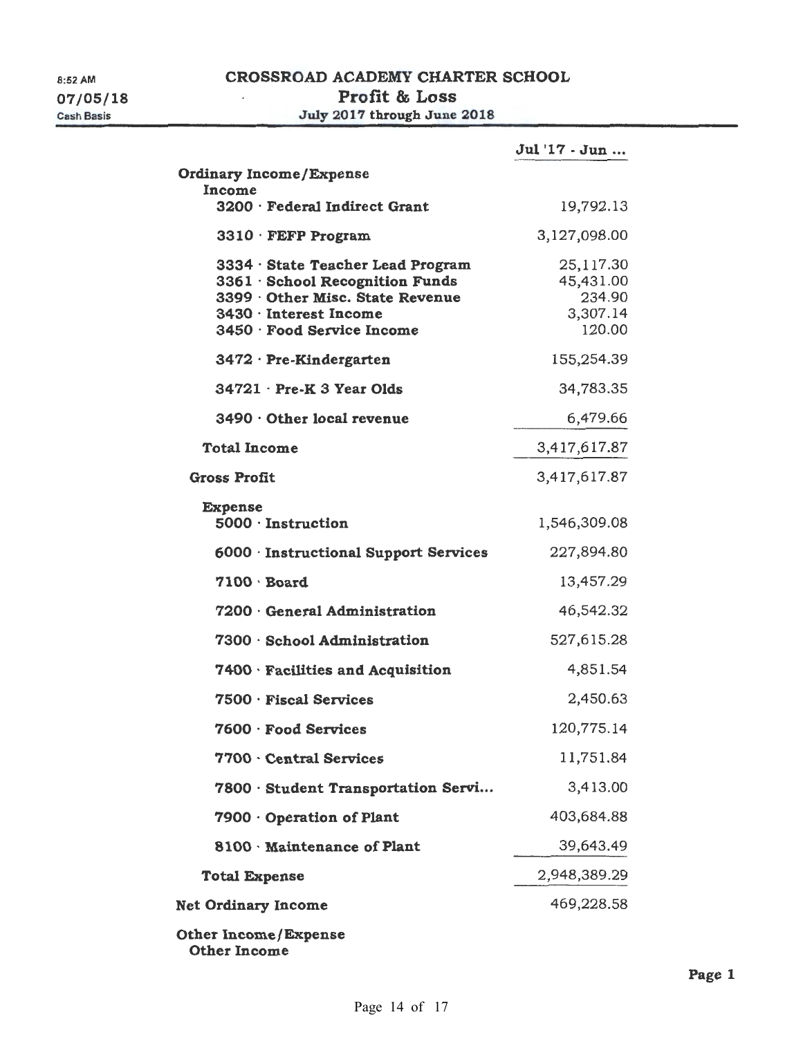8:52 AM
07/05/18
Cash Basis

# CROSSROAD ACADEMY CHARTER SCHOOL
## Profit & Loss
### July 2017 through June 2018

| | Jul '17 - Jun ... |
|---|---|
| **Ordinary Income/Expense** | |
| **Income** | |
| **3200 · Federal Indirect Grant** | 19,792.13 |
| **3310 · FEFP Program** | 3,127,098.00 |
| **3334 · State Teacher Lead Program** | 25,117.30 |
| **3361 · School Recognition Funds** | 45,431.00 |
| **3399 · Other Misc. State Revenue** | 234.90 |
| **3430 · Interest Income** | 3,307.14 |
| **3450 · Food Service Income** | 120.00 |
| **3472 · Pre-Kindergarten** | 155,254.39 |
| **34721 · Pre-K 3 Year Olds** | 34,783.35 |
| **3490 · Other local revenue** | 6,479.66 |
| **Total Income** | 3,417,617.87 |
| **Gross Profit** | 3,417,617.87 |
| **Expense** | |
| **5000 · Instruction** | 1,546,309.08 |
| **6000 · Instructional Support Services** | 227,894.80 |
| **7100 · Board** | 13,457.29 |
| **7200 · General Administration** | 46,542.32 |
| **7300 · School Administration** | 527,615.28 |
| **7400 · Facilities and Acquisition** | 4,851.54 |
| **7500 · Fiscal Services** | 2,450.63 |
| **7600 · Food Services** | 120,775.14 |
| **7700 · Central Services** | 11,751.84 |
| **7800 · Student Transportation Servi...** | 3,413.00 |
| **7900 · Operation of Plant** | 403,684.88 |
| **8100 · Maintenance of Plant** | 39,643.49 |
| **Total Expense** | 2,948,389.29 |
| **Net Ordinary Income** | 469,228.58 |
| **Other Income/Expense** | |
| **Other Income** | |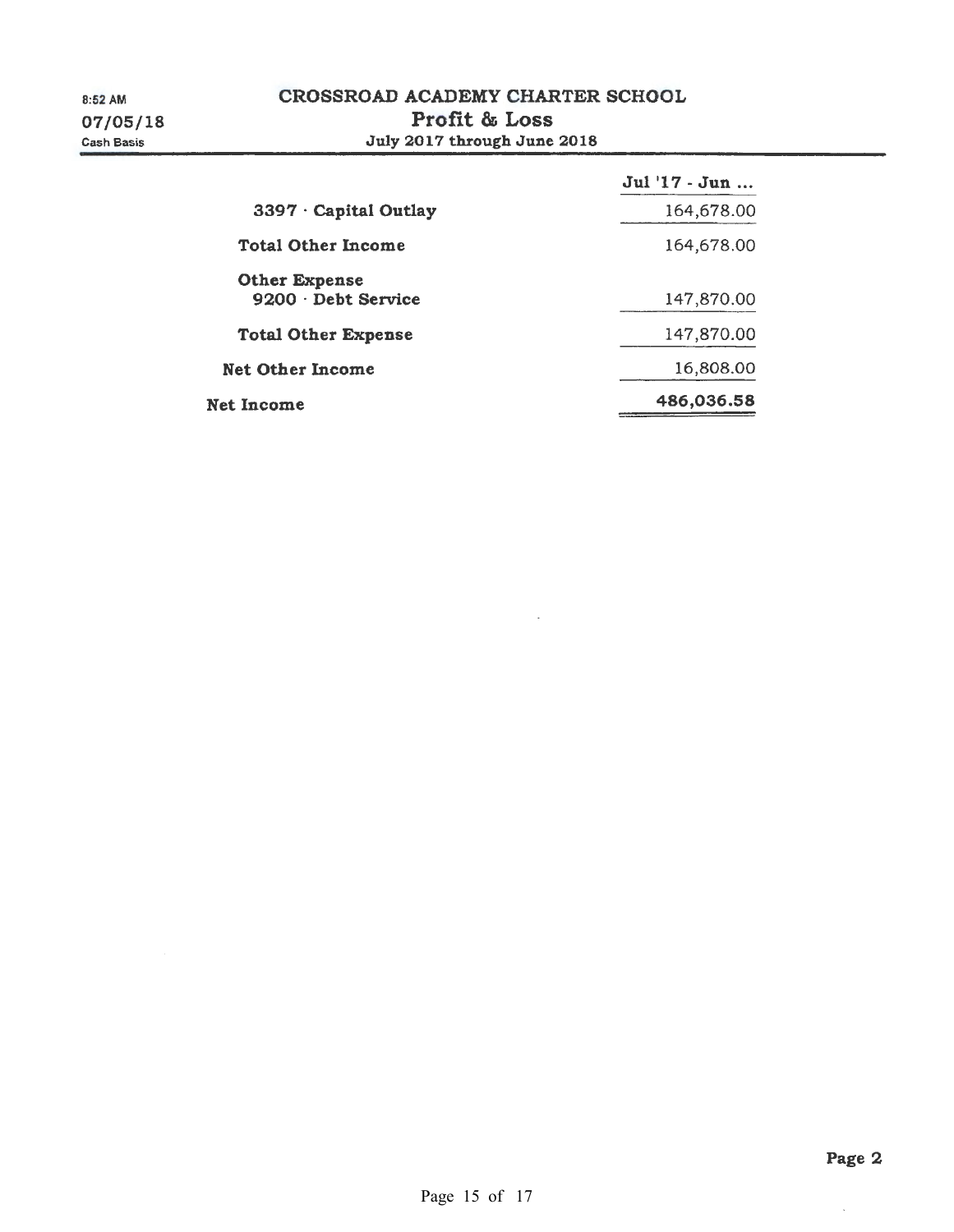8:52 AM
07/05/18
Cash Basis

# CROSSROAD ACADEMY CHARTER SCHOOL
## Profit & Loss
### July 2017 through June 2018

| | Jul '17 - Jun ... |
|---|---|
| 3397 · Capital Outlay | 164,678.00 |
| **Total Other Income** | 164,678.00 |
| **Other Expense** | |
| 9200 · Debt Service | 147,870.00 |
| **Total Other Expense** | 147,870.00 |
| **Net Other Income** | 16,808.00 |
| **Net Income** | **486,036.58** |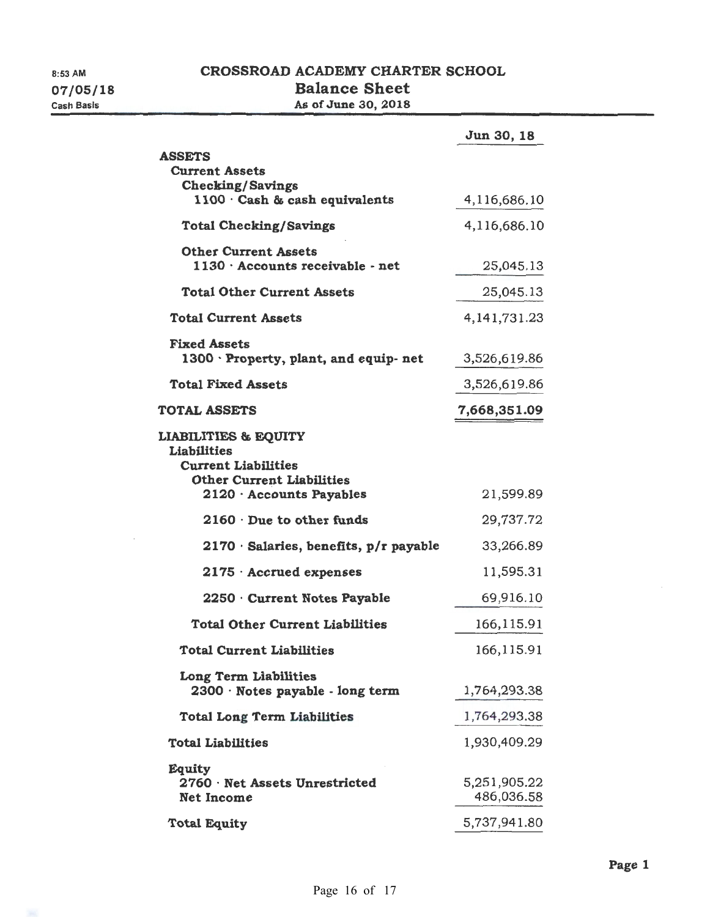8:53 AM
07/05/18
Cash Basis

# CROSSROAD ACADEMY CHARTER SCHOOL

## Balance Sheet

### As of June 30, 2018

| | Jun 30, 18 |
|---|---|
| **ASSETS** | |
| **Current Assets** | |
| **Checking/Savings** | |
| **1100 · Cash & cash equivalents** | 4,116,686.10 |
| **Total Checking/Savings** | 4,116,686.10 |
| **Other Current Assets** | |
| **1130 · Accounts receivable - net** | 25,045.13 |
| **Total Other Current Assets** | 25,045.13 |
| **Total Current Assets** | 4,141,731.23 |
| **Fixed Assets** | |
| **1300 · Property, plant, and equip- net** | 3,526,619.86 |
| **Total Fixed Assets** | 3,526,619.86 |
| **TOTAL ASSETS** | **7,668,351.09** |
| **LIABILITIES & EQUITY** | |
| **Liabilities** | |
| **Current Liabilities** | |
| **Other Current Liabilities** | |
| **2120 · Accounts Payables** | 21,599.89 |
| **2160 · Due to other funds** | 29,737.72 |
| **2170 · Salaries, benefits, p/r payable** | 33,266.89 |
| **2175 · Accrued expenses** | 11,595.31 |
| **2250 · Current Notes Payable** | 69,916.10 |
| **Total Other Current Liabilities** | 166,115.91 |
| **Total Current Liabilities** | 166,115.91 |
| **Long Term Liabilities** | |
| **2300 · Notes payable - long term** | 1,764,293.38 |
| **Total Long Term Liabilities** | 1,764,293.38 |
| **Total Liabilities** | 1,930,409.29 |
| **Equity** | |
| **2760 · Net Assets Unrestricted** | 5,251,905.22 |
| **Net Income** | 486,036.58 |
| **Total Equity** | 5,737,941.80 |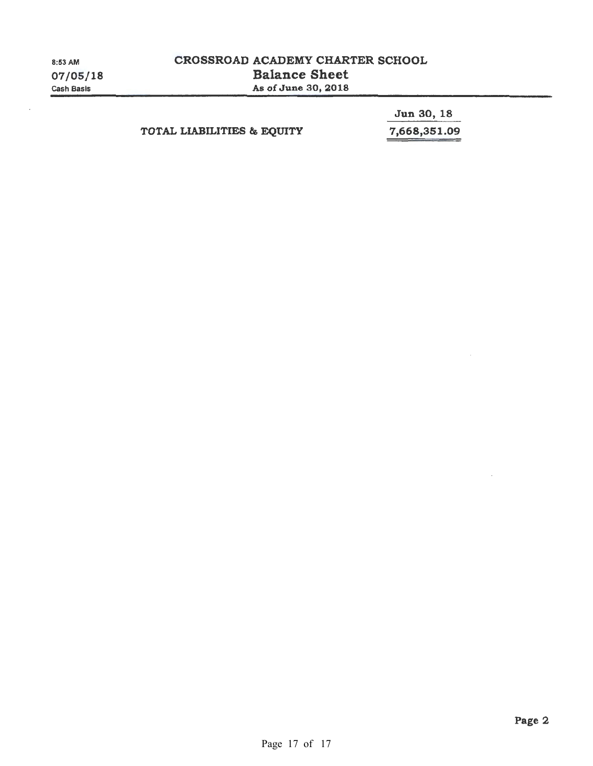8:53 AM
07/05/18
Cash Basis

# CROSSROAD ACADEMY CHARTER SCHOOL
## Balance Sheet
### As of June 30, 2018

| | Jun 30, 18 |
|---|---|
| TOTAL LIABILITIES & EQUITY | 7,668,351.09 |